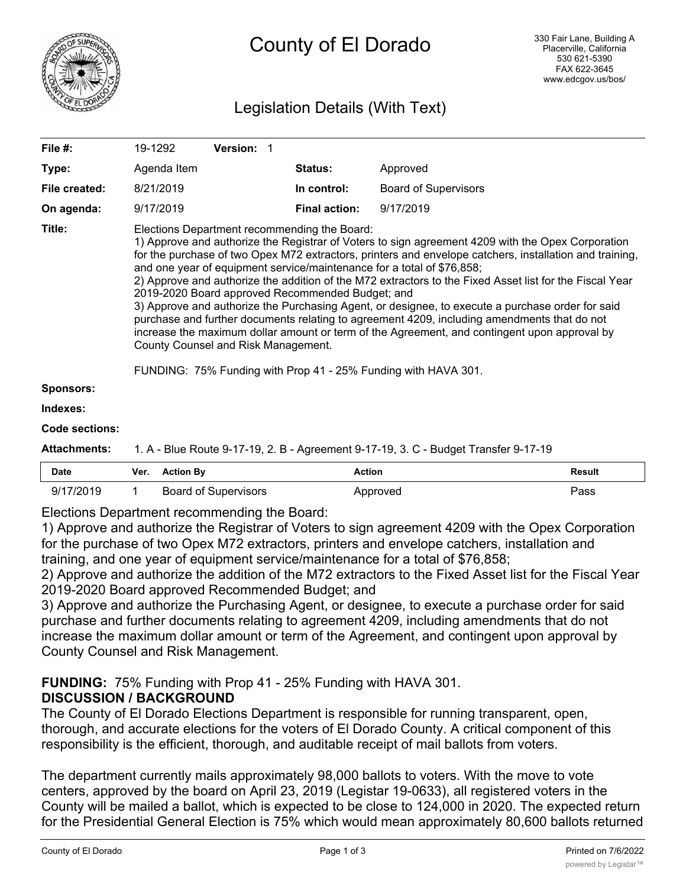# County of El Dorado

330 Fair Lane, Building A
Placerville, California
530 621-5390
FAX 622-3645
www.edcgov.us/bos/

## Legislation Details (With Text)

| | | | |
|---|---|---|---|
| **File #:** | 19-1292 **Version:** 1 | | |
| **Type:** | Agenda Item | **Status:** | Approved |
| **File created:** | 8/21/2019 | **In control:** | Board of Supervisors |
| **On agenda:** | 9/17/2019 | **Final action:** | 9/17/2019 |

**Title:** Elections Department recommending the Board:
1) Approve and authorize the Registrar of Voters to sign agreement 4209 with the Opex Corporation for the purchase of two Opex M72 extractors, printers and envelope catchers, installation and training, and one year of equipment service/maintenance for a total of $76,858;
2) Approve and authorize the addition of the M72 extractors to the Fixed Asset list for the Fiscal Year 2019-2020 Board approved Recommended Budget; and
3) Approve and authorize the Purchasing Agent, or designee, to execute a purchase order for said purchase and further documents relating to agreement 4209, including amendments that do not increase the maximum dollar amount or term of the Agreement, and contingent upon approval by County Counsel and Risk Management.

FUNDING: 75% Funding with Prop 41 - 25% Funding with HAVA 301.

**Sponsors:**

**Indexes:**

**Code sections:**

**Attachments:** 1. A - Blue Route 9-17-19, 2. B - Agreement 9-17-19, 3. C - Budget Transfer 9-17-19

| Date | Ver. | Action By | Action | Result |
|---|---|---|---|---|
| 9/17/2019 | 1 | Board of Supervisors | Approved | Pass |

Elections Department recommending the Board:
1) Approve and authorize the Registrar of Voters to sign agreement 4209 with the Opex Corporation for the purchase of two Opex M72 extractors, printers and envelope catchers, installation and training, and one year of equipment service/maintenance for a total of $76,858;
2) Approve and authorize the addition of the M72 extractors to the Fixed Asset list for the Fiscal Year 2019-2020 Board approved Recommended Budget; and
3) Approve and authorize the Purchasing Agent, or designee, to execute a purchase order for said purchase and further documents relating to agreement 4209, including amendments that do not increase the maximum dollar amount or term of the Agreement, and contingent upon approval by County Counsel and Risk Management.

**FUNDING:** 75% Funding with Prop 41 - 25% Funding with HAVA 301.

**DISCUSSION / BACKGROUND**

The County of El Dorado Elections Department is responsible for running transparent, open, thorough, and accurate elections for the voters of El Dorado County. A critical component of this responsibility is the efficient, thorough, and auditable receipt of mail ballots from voters.

The department currently mails approximately 98,000 ballots to voters. With the move to vote centers, approved by the board on April 23, 2019 (Legistar 19-0633), all registered voters in the County will be mailed a ballot, which is expected to be close to 124,000 in 2020. The expected return for the Presidential General Election is 75% which would mean approximately 80,600 ballots returned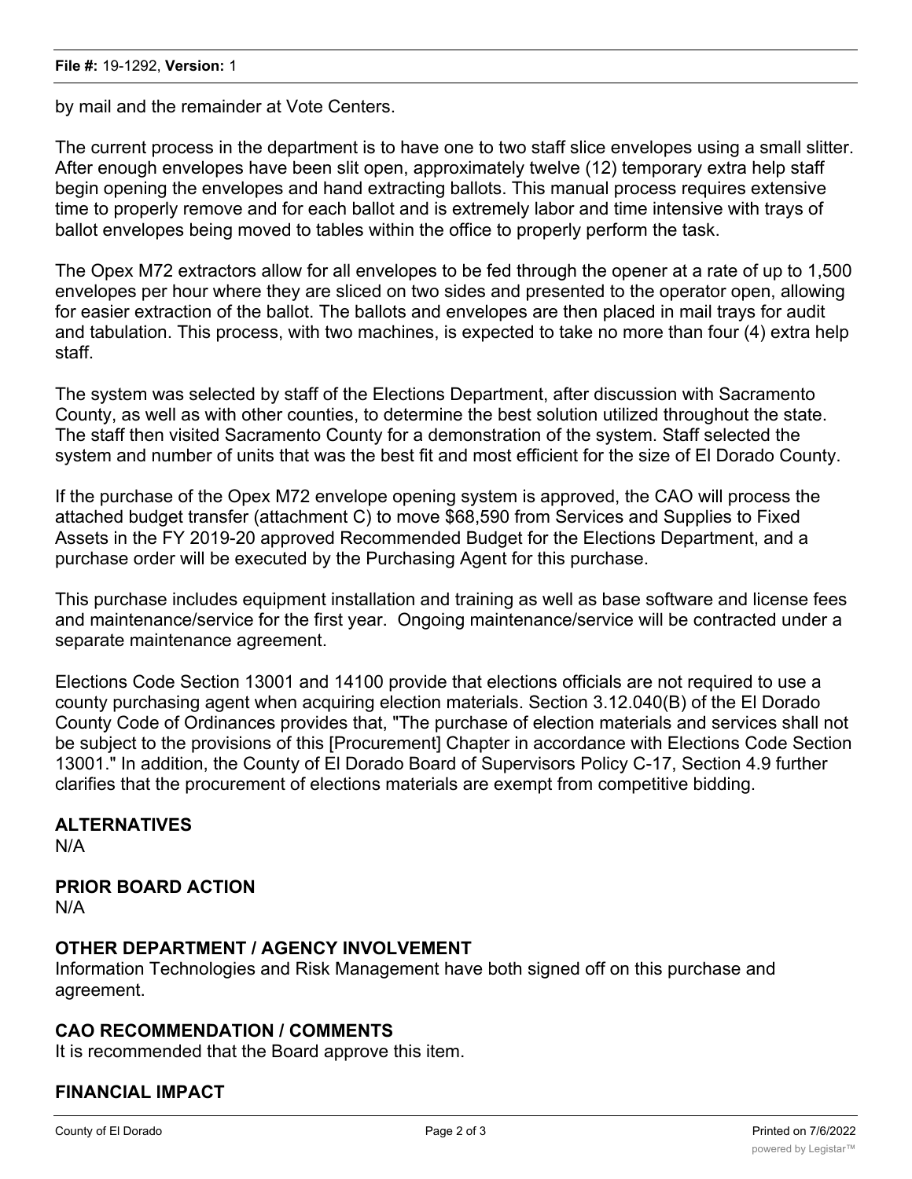by mail and the remainder at Vote Centers.

The current process in the department is to have one to two staff slice envelopes using a small slitter. After enough envelopes have been slit open, approximately twelve (12) temporary extra help staff begin opening the envelopes and hand extracting ballots. This manual process requires extensive time to properly remove and for each ballot and is extremely labor and time intensive with trays of ballot envelopes being moved to tables within the office to properly perform the task.

The Opex M72 extractors allow for all envelopes to be fed through the opener at a rate of up to 1,500 envelopes per hour where they are sliced on two sides and presented to the operator open, allowing for easier extraction of the ballot. The ballots and envelopes are then placed in mail trays for audit and tabulation. This process, with two machines, is expected to take no more than four (4) extra help staff.

The system was selected by staff of the Elections Department, after discussion with Sacramento County, as well as with other counties, to determine the best solution utilized throughout the state. The staff then visited Sacramento County for a demonstration of the system. Staff selected the system and number of units that was the best fit and most efficient for the size of El Dorado County.

If the purchase of the Opex M72 envelope opening system is approved, the CAO will process the attached budget transfer (attachment C) to move $68,590 from Services and Supplies to Fixed Assets in the FY 2019-20 approved Recommended Budget for the Elections Department, and a purchase order will be executed by the Purchasing Agent for this purchase.

This purchase includes equipment installation and training as well as base software and license fees and maintenance/service for the first year. Ongoing maintenance/service will be contracted under a separate maintenance agreement.

Elections Code Section 13001 and 14100 provide that elections officials are not required to use a county purchasing agent when acquiring election materials. Section 3.12.040(B) of the El Dorado County Code of Ordinances provides that, "The purchase of election materials and services shall not be subject to the provisions of this [Procurement] Chapter in accordance with Elections Code Section 13001." In addition, the County of El Dorado Board of Supervisors Policy C-17, Section 4.9 further clarifies that the procurement of elections materials are exempt from competitive bidding.

## ALTERNATIVES

N/A

## PRIOR BOARD ACTION

N/A

## OTHER DEPARTMENT / AGENCY INVOLVEMENT

Information Technologies and Risk Management have both signed off on this purchase and agreement.

## CAO RECOMMENDATION / COMMENTS

It is recommended that the Board approve this item.

## FINANCIAL IMPACT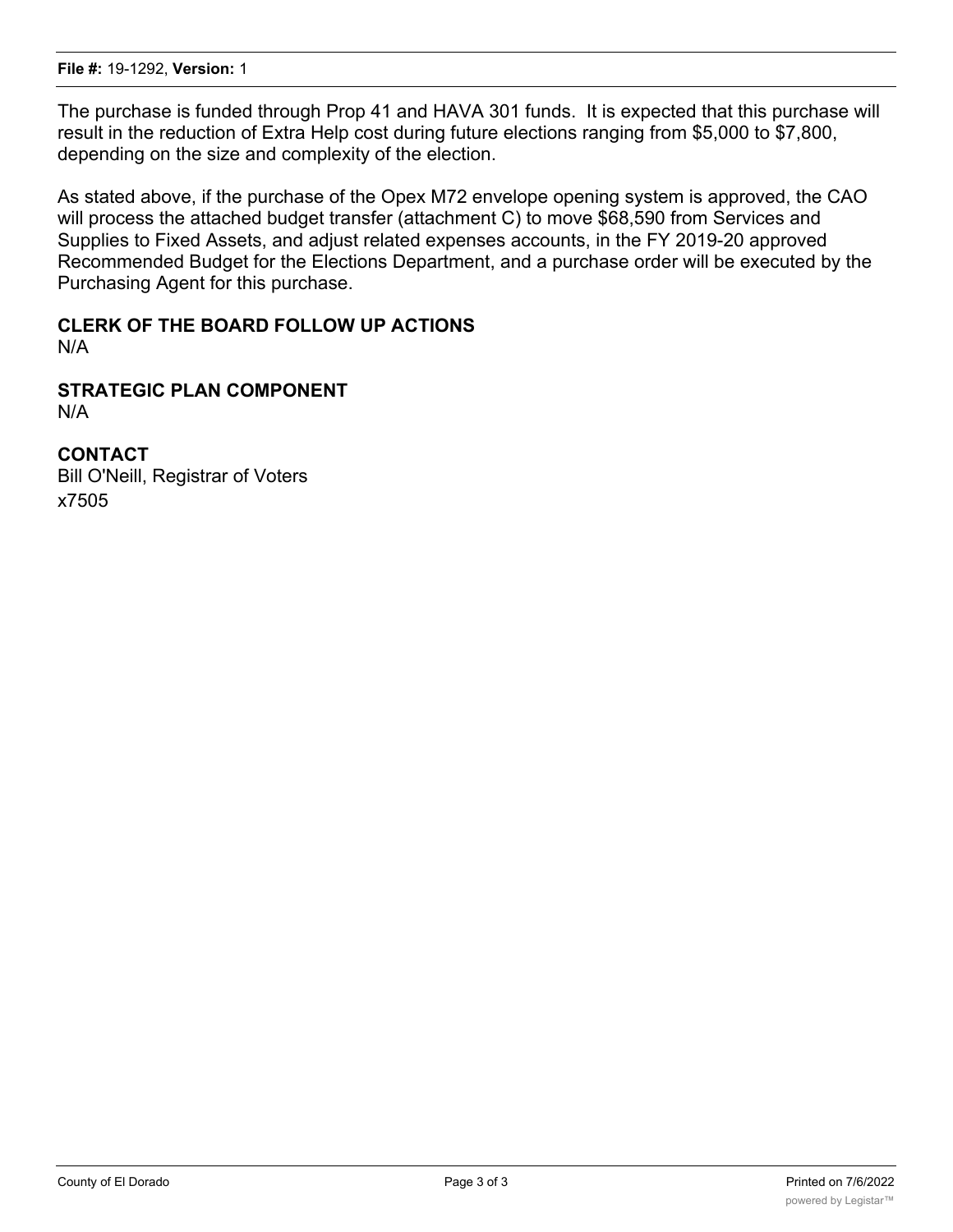The purchase is funded through Prop 41 and HAVA 301 funds. It is expected that this purchase will result in the reduction of Extra Help cost during future elections ranging from $5,000 to $7,800, depending on the size and complexity of the election.

As stated above, if the purchase of the Opex M72 envelope opening system is approved, the CAO will process the attached budget transfer (attachment C) to move $68,590 from Services and Supplies to Fixed Assets, and adjust related expenses accounts, in the FY 2019-20 approved Recommended Budget for the Elections Department, and a purchase order will be executed by the Purchasing Agent for this purchase.

## CLERK OF THE BOARD FOLLOW UP ACTIONS

N/A

## STRATEGIC PLAN COMPONENT

N/A

## CONTACT

Bill O'Neill, Registrar of Voters
x7505